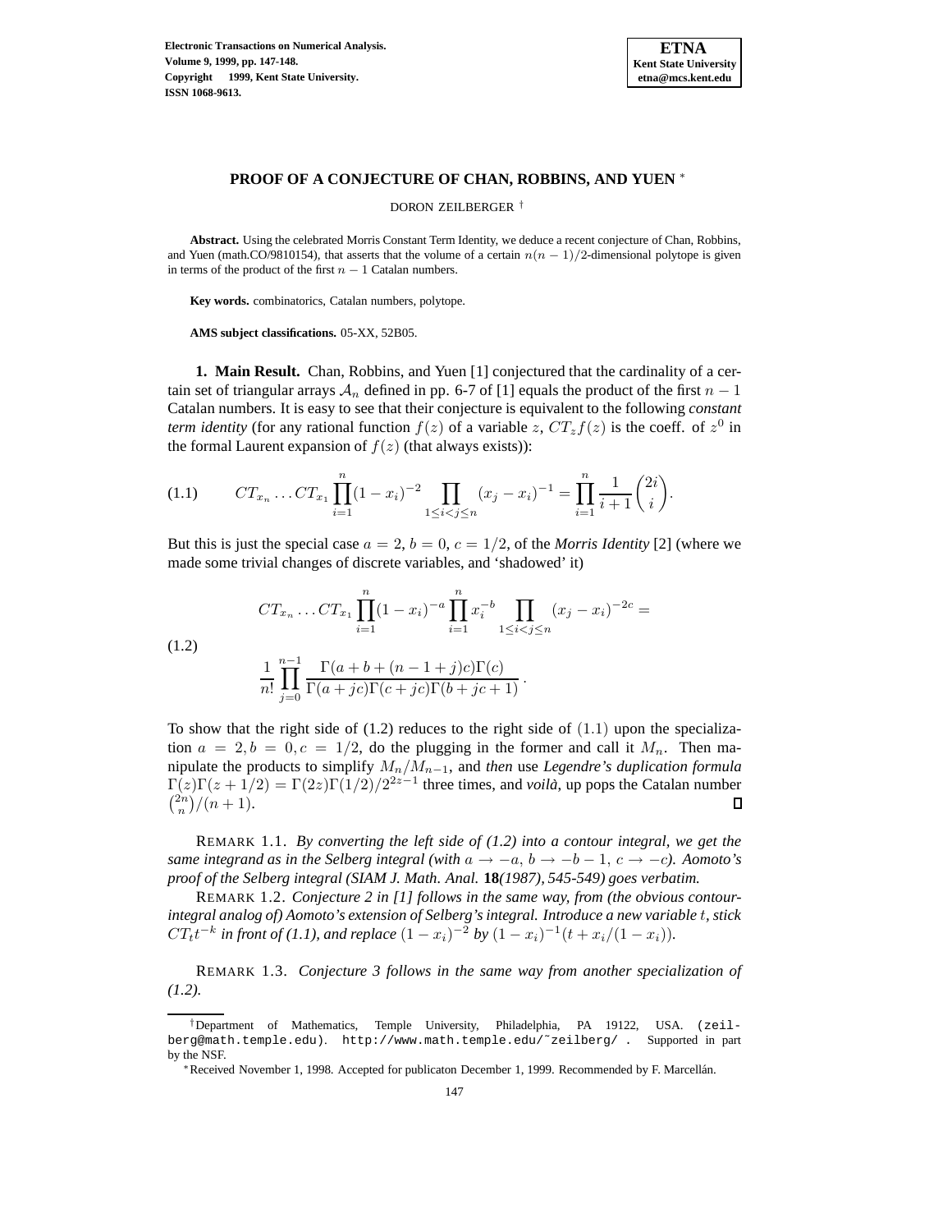# PROOF OF A CONJECTURE OF CHAN, ROBBINS, AND YUEN [*]

DORON ZEILBERGER [†]

**Abstract.** Using the celebrated Morris Constant Term Identity, we deduce a recent conjecture of Chan, Robbins, and Yuen (math.CO/9810154), that asserts that the volume of a certain $n(n-1)/2$-dimensional polytope is given in terms of the product of the first $n-1$ Catalan numbers.

**Key words.** combinatorics, Catalan numbers, polytope.

**AMS subject classifications.** 05-XX, 52B05.

**1. Main Result.** Chan, Robbins, and Yuen [1] conjectured that the cardinality of a certain set of triangular arrays $\mathcal{A}_n$ defined in pp. 6-7 of [1] equals the product of the first $n-1$ Catalan numbers. It is easy to see that their conjecture is equivalent to the following *constant term identity* (for any rational function $f(z)$ of a variable $z$, $CT_z f(z)$ is the coeff. of $z^0$ in the formal Laurent expansion of $f(z)$ (that always exists)):

$$CT_{x_n} \dots CT_{x_1} \prod_{i=1}^{n} (1-x_i)^{-2} \prod_{1 \le i < j \le n} (x_j - x_i)^{-1} = \prod_{i=1}^{n} \frac{1}{i+1} \binom{2i}{i}. \tag{1.1}$$

But this is just the special case $a=2$, $b=0$, $c=1/2$, of the *Morris Identity* [2] (where we made some trivial changes of discrete variables, and 'shadowed' it)

$$\begin{aligned} &CT_{x_n} \dots CT_{x_1} \prod_{i=1}^{n} (1-x_i)^{-a} \prod_{i=1}^{n} x_i^{-b} \prod_{1 \le i < j \le n} (x_j - x_i)^{-2c} = \\ &\frac{1}{n!} \prod_{j=0}^{n-1} \frac{\Gamma(a+b+(n-1+j)c)\Gamma(c)}{\Gamma(a+jc)\Gamma(c+jc)\Gamma(b+jc+1)} . \end{aligned} \tag{1.2}$$

To show that the right side of (1.2) reduces to the right side of $(1.1)$ upon the specialization $a=2, b=0, c=1/2$, do the plugging in the former and call it $M_n$. Then manipulate the products to simplify $M_n/M_{n-1}$, and *then* use *Legendre's duplication formula* $\Gamma(z)\Gamma(z+1/2) = \Gamma(2z)\Gamma(1/2)/2^{2z-1}$ three times, and *voilà*, up pops the Catalan number $\binom{2n}{n}/(n+1)$. ∎

REMARK 1.1. *By converting the left side of (1.2) into a contour integral, we get the same integrand as in the Selberg integral (with $a \to -a$, $b \to -b-1$, $c \to -c$). Aomoto's proof of the Selberg integral (SIAM J. Math. Anal.* **18***(1987), 545-549) goes verbatim.*

REMARK 1.2. *Conjecture 2 in [1] follows in the same way, from (the obvious contour-integral analog of) Aomoto's extension of Selberg's integral. Introduce a new variable $t$, stick $CT_t t^{-k}$ in front of (1.1), and replace $(1-x_i)^{-2}$ by $(1-x_i)^{-1}(t + x_i/(1-x_i))$.*

REMARK 1.3. *Conjecture 3 follows in the same way from another specialization of (1.2).*

---

[†] Department of Mathematics, Temple University, Philadelphia, PA 19122, USA. (zeilberg@math.temple.edu). http://www.math.temple.edu/~zeilberg/ . Supported in part by the NSF.

[*] Received November 1, 1998. Accepted for publicaton December 1, 1999. Recommended by F. Marcellán.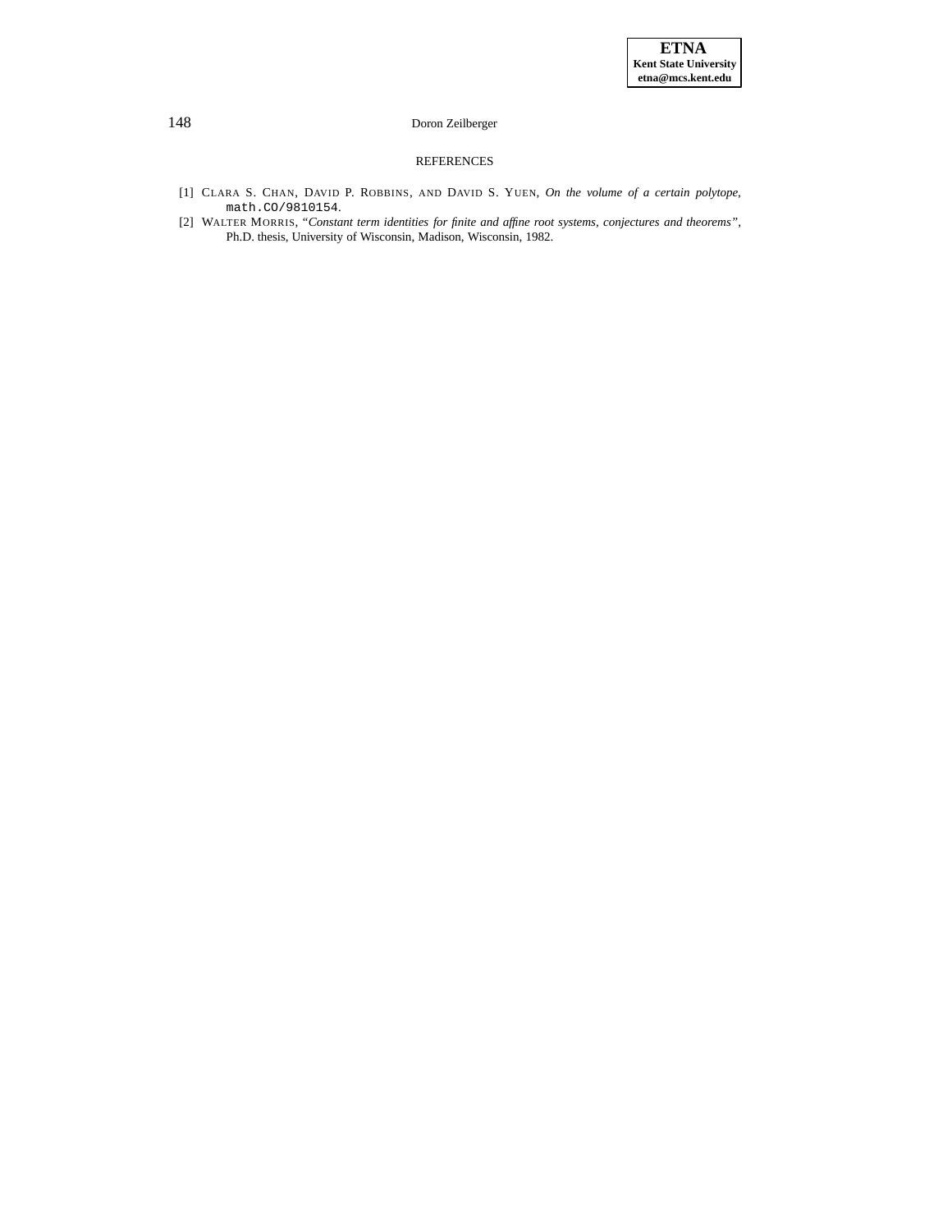## REFERENCES

[1] Clara S. Chan, David P. Robbins, and David S. Yuen, *On the volume of a certain polytope*, `math.CO/9810154`.

[2] Walter Morris, "*Constant term identities for finite and affine root systems, conjectures and theorems*", Ph.D. thesis, University of Wisconsin, Madison, Wisconsin, 1982.